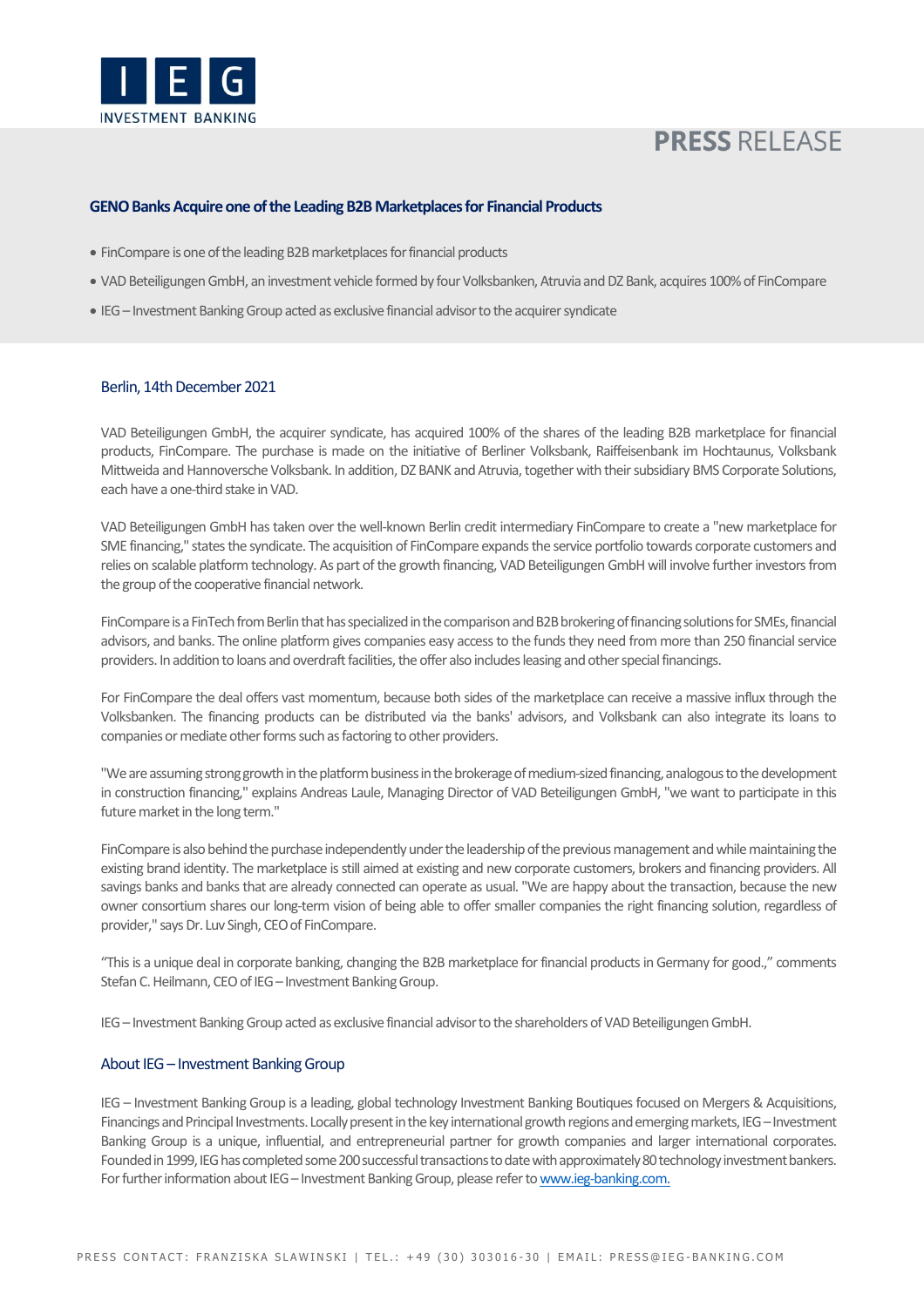IEG INVESTMENT BANKING

# PRESS RELEASE

## GENO Banks Acquire one of the Leading B2B Marketplaces for Financial Products

- FinCompare is one of the leading B2B marketplaces for financial products
- VAD Beteiligungen GmbH, an investment vehicle formed by four Volksbanken, Atruvia and DZ Bank, acquires 100% of FinCompare
- IEG – Investment Banking Group acted as exclusive financial advisor to the acquirer syndicate

### Berlin, 14th December 2021

VAD Beteiligungen GmbH, the acquirer syndicate, has acquired 100% of the shares of the leading B2B marketplace for financial products, FinCompare. The purchase is made on the initiative of Berliner Volksbank, Raiffeisenbank im Hochtaunus, Volksbank Mittweida and Hannoversche Volksbank. In addition, DZ BANK and Atruvia, together with their subsidiary BMS Corporate Solutions, each have a one-third stake in VAD.

VAD Beteiligungen GmbH has taken over the well-known Berlin credit intermediary FinCompare to create a "new marketplace for SME financing," states the syndicate. The acquisition of FinCompare expands the service portfolio towards corporate customers and relies on scalable platform technology. As part of the growth financing, VAD Beteiligungen GmbH will involve further investors from the group of the cooperative financial network.

FinCompare is a FinTech from Berlin that has specialized in the comparison and B2B brokering of financing solutions for SMEs, financial advisors, and banks. The online platform gives companies easy access to the funds they need from more than 250 financial service providers. In addition to loans and overdraft facilities, the offer also includes leasing and other special financings.

For FinCompare the deal offers vast momentum, because both sides of the marketplace can receive a massive influx through the Volksbanken. The financing products can be distributed via the banks' advisors, and Volksbank can also integrate its loans to companies or mediate other forms such as factoring to other providers.

"We are assuming strong growth in the platform business in the brokerage of medium-sized financing, analogous to the development in construction financing," explains Andreas Laule, Managing Director of VAD Beteiligungen GmbH, "we want to participate in this future market in the long term."

FinCompare is also behind the purchase independently under the leadership of the previous management and while maintaining the existing brand identity. The marketplace is still aimed at existing and new corporate customers, brokers and financing providers. All savings banks and banks that are already connected can operate as usual. "We are happy about the transaction, because the new owner consortium shares our long-term vision of being able to offer smaller companies the right financing solution, regardless of provider," says Dr. Luv Singh, CEO of FinCompare.

"This is a unique deal in corporate banking, changing the B2B marketplace for financial products in Germany for good.," comments Stefan C. Heilmann, CEO of IEG – Investment Banking Group.

IEG – Investment Banking Group acted as exclusive financial advisor to the shareholders of VAD Beteiligungen GmbH.

### About IEG – Investment Banking Group

IEG – Investment Banking Group is a leading, global technology Investment Banking Boutiques focused on Mergers & Acquisitions, Financings and Principal Investments. Locally present in the key international growth regions and emerging markets, IEG – Investment Banking Group is a unique, influential, and entrepreneurial partner for growth companies and larger international corporates. Founded in 1999, IEG has completed some 200 successful transactions to date with approximately 80 technology investment bankers. For further information about IEG – Investment Banking Group, please refer to www.ieg-banking.com.

PRESS CONTACT: FRANZISKA SLAWINSKI | TEL.: +49 (30) 303016-30 | EMAIL: PRESS@IEG-BANKING.COM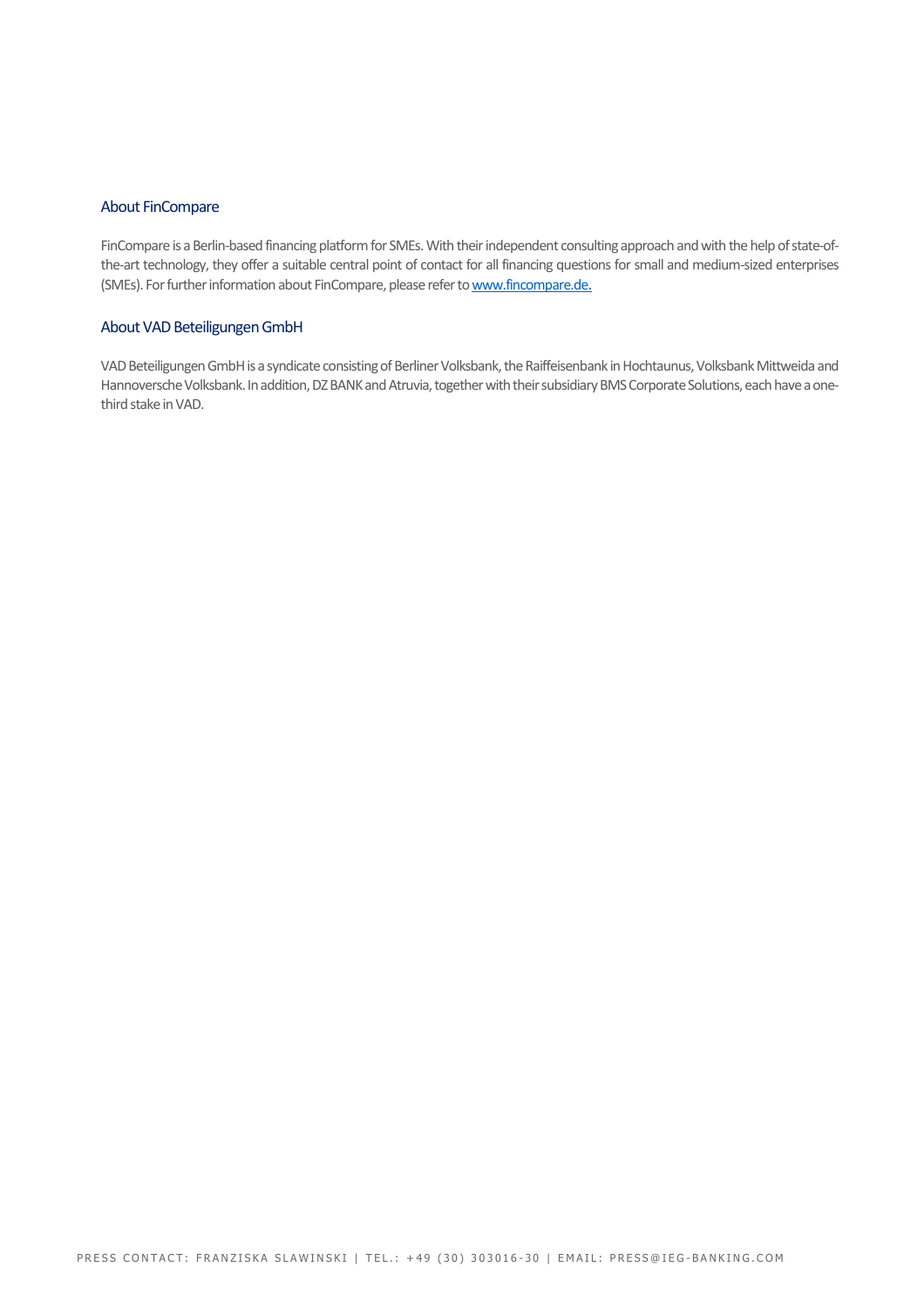## About FinCompare

FinCompare is a Berlin-based financing platform for SMEs. With their independent consulting approach and with the help of state-of-the-art technology, they offer a suitable central point of contact for all financing questions for small and medium-sized enterprises (SMEs). For further information about FinCompare, please refer to www.fincompare.de.

## About VAD Beteiligungen GmbH

VAD Beteiligungen GmbH is a syndicate consisting of Berliner Volksbank, the Raiffeisenbank in Hochtaunus, Volksbank Mittweida and Hannoversche Volksbank. In addition, DZ BANK and Atruvia, together with their subsidiary BMS Corporate Solutions, each have a one-third stake in VAD.

PRESS CONTACT: FRANZISKA SLAWINSKI | TEL.: +49 (30) 303016-30 | EMAIL: PRESS@IEG-BANKING.COM